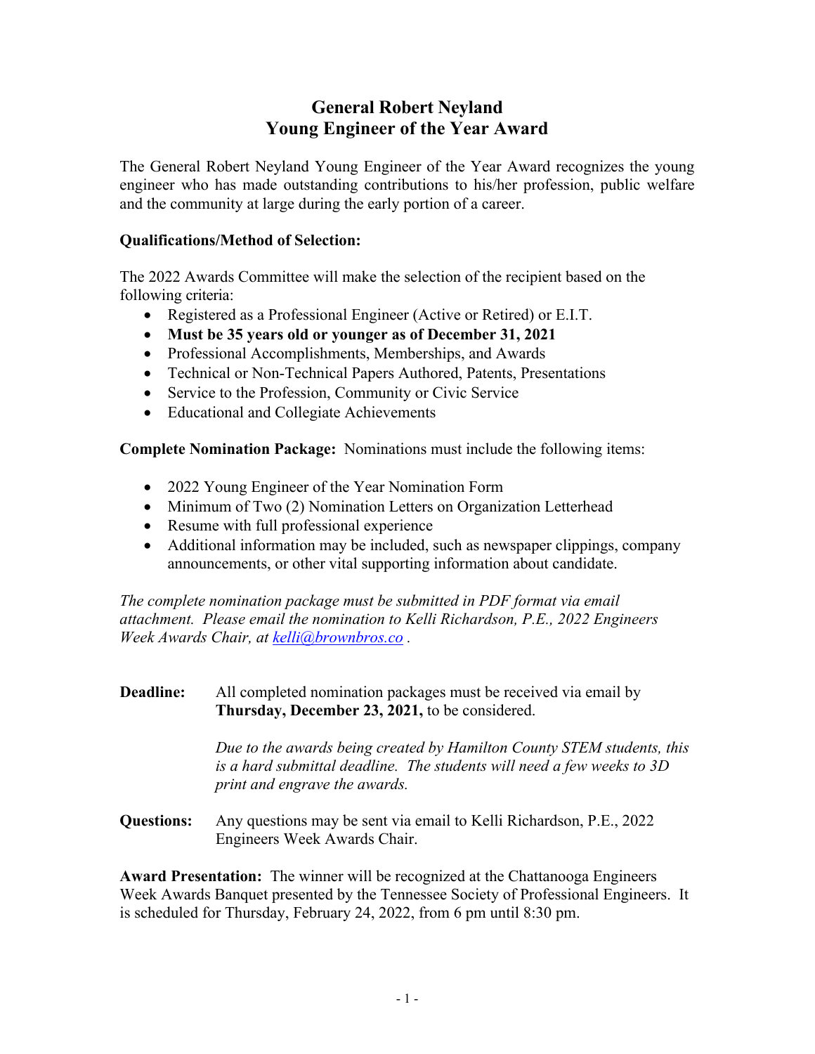# General Robert Neyland Young Engineer of the Year Award

The General Robert Neyland Young Engineer of the Year Award recognizes the young engineer who has made outstanding contributions to his/her profession, public welfare and the community at large during the early portion of a career.

**Qualifications/Method of Selection:**

The 2022 Awards Committee will make the selection of the recipient based on the following criteria:

- Registered as a Professional Engineer (Active or Retired) or E.I.T.
- **Must be 35 years old or younger as of December 31, 2021**
- Professional Accomplishments, Memberships, and Awards
- Technical or Non-Technical Papers Authored, Patents, Presentations
- Service to the Profession, Community or Civic Service
- Educational and Collegiate Achievements

**Complete Nomination Package:** Nominations must include the following items:

- 2022 Young Engineer of the Year Nomination Form
- Minimum of Two (2) Nomination Letters on Organization Letterhead
- Resume with full professional experience
- Additional information may be included, such as newspaper clippings, company announcements, or other vital supporting information about candidate.

*The complete nomination package must be submitted in PDF format via email attachment. Please email the nomination to Kelli Richardson, P.E., 2022 Engineers Week Awards Chair, at kelli@brownbros.co .*

**Deadline:** All completed nomination packages must be received via email by **Thursday, December 23, 2021,** to be considered.

*Due to the awards being created by Hamilton County STEM students, this is a hard submittal deadline. The students will need a few weeks to 3D print and engrave the awards.*

**Questions:** Any questions may be sent via email to Kelli Richardson, P.E., 2022 Engineers Week Awards Chair.

**Award Presentation:** The winner will be recognized at the Chattanooga Engineers Week Awards Banquet presented by the Tennessee Society of Professional Engineers. It is scheduled for Thursday, February 24, 2022, from 6 pm until 8:30 pm.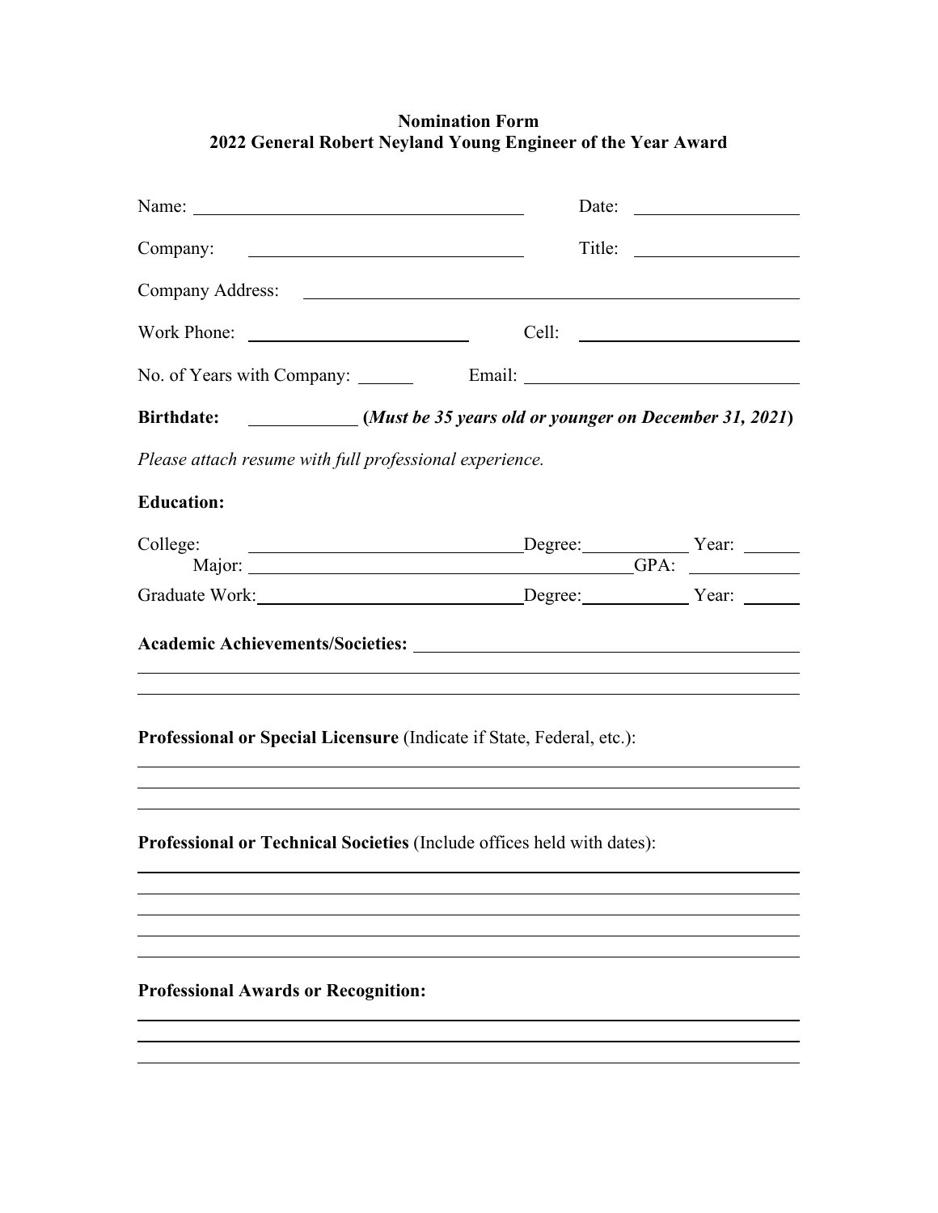**Nomination Form**
**2022 General Robert Neyland Young Engineer of the Year Award**

Name: ______________________________ Date: ________________

Company: ______________________________ Title: ________________

Company Address: ________________________________________________

Work Phone: ______________________ Cell: ______________________

No. of Years with Company: ______ Email: ___________________________

**Birthdate:** ____________ **(*Must be 35 years old or younger on December 31, 2021*)**

*Please attach resume with full professional experience.*

**Education:**

College: ______________________________ Degree: ____________ Year: ______
Major: ________________________________________ GPA: ____________

Graduate Work: ______________________________ Degree: ____________ Year: ______

**Academic Achievements/Societies:** ______________________________________________

________________________________________________________________________

________________________________________________________________________

**Professional or Special Licensure** (Indicate if State, Federal, etc.):

________________________________________________________________________

________________________________________________________________________

________________________________________________________________________

**Professional or Technical Societies** (Include offices held with dates):

________________________________________________________________________

________________________________________________________________________

________________________________________________________________________

________________________________________________________________________

________________________________________________________________________

**Professional Awards or Recognition:**

________________________________________________________________________

________________________________________________________________________

________________________________________________________________________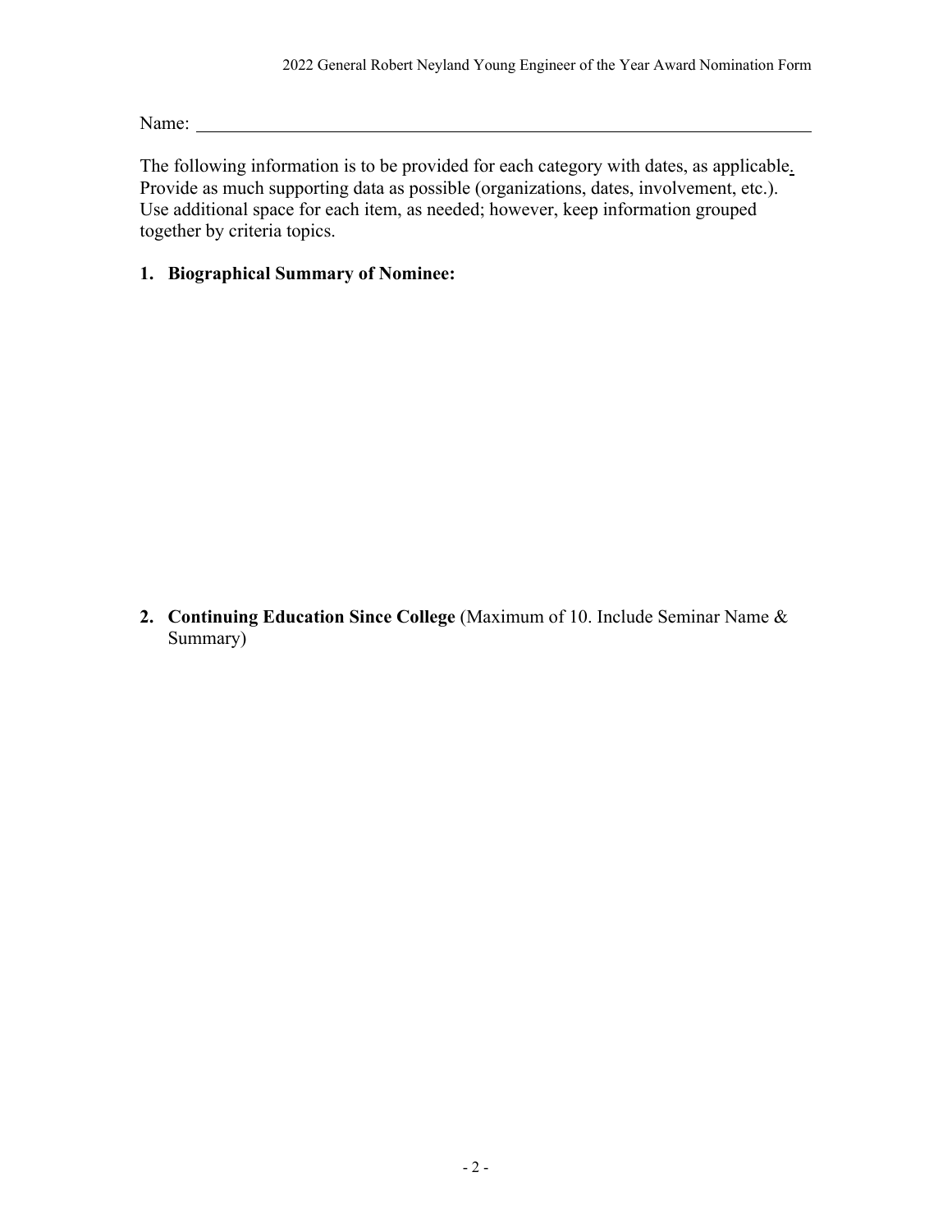Name: \_\_\_\_\_\_\_\_\_\_\_\_\_\_\_\_\_\_\_\_\_\_\_\_\_\_\_\_\_\_\_\_\_\_\_\_\_\_\_\_\_\_\_\_\_\_\_\_\_\_\_\_\_\_

The following information is to be provided for each category with dates, as applicable. Provide as much supporting data as possible (organizations, dates, involvement, etc.). Use additional space for each item, as needed; however, keep information grouped together by criteria topics.

1. **Biographical Summary of Nominee:**

2. **Continuing Education Since College** (Maximum of 10. Include Seminar Name & Summary)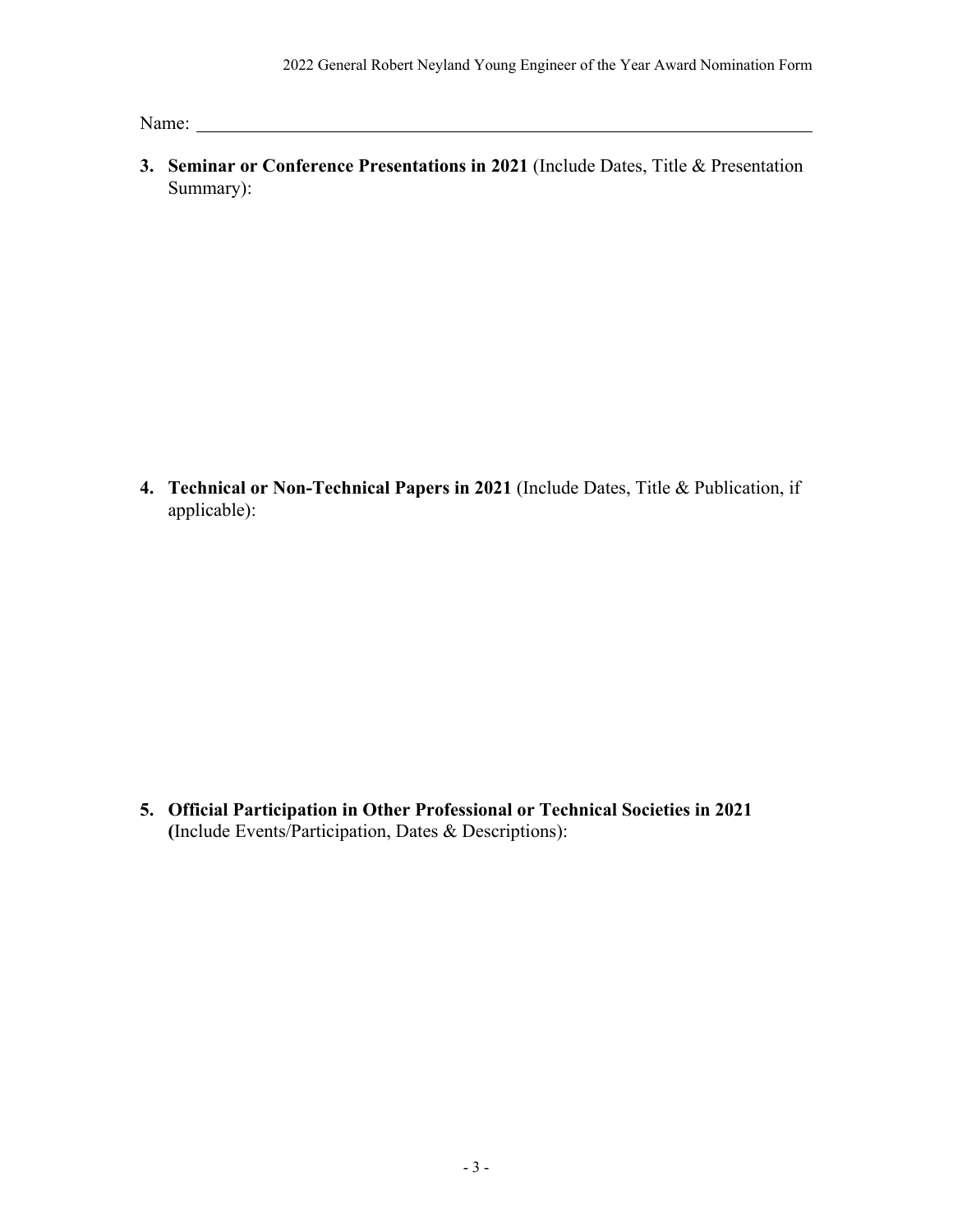Name: ___________________________________________

**3. Seminar or Conference Presentations in 2021** (Include Dates, Title & Presentation Summary):

**4. Technical or Non-Technical Papers in 2021** (Include Dates, Title & Publication, if applicable):

**5. Official Participation in Other Professional or Technical Societies in 2021** **(**Include Events/Participation, Dates & Descriptions):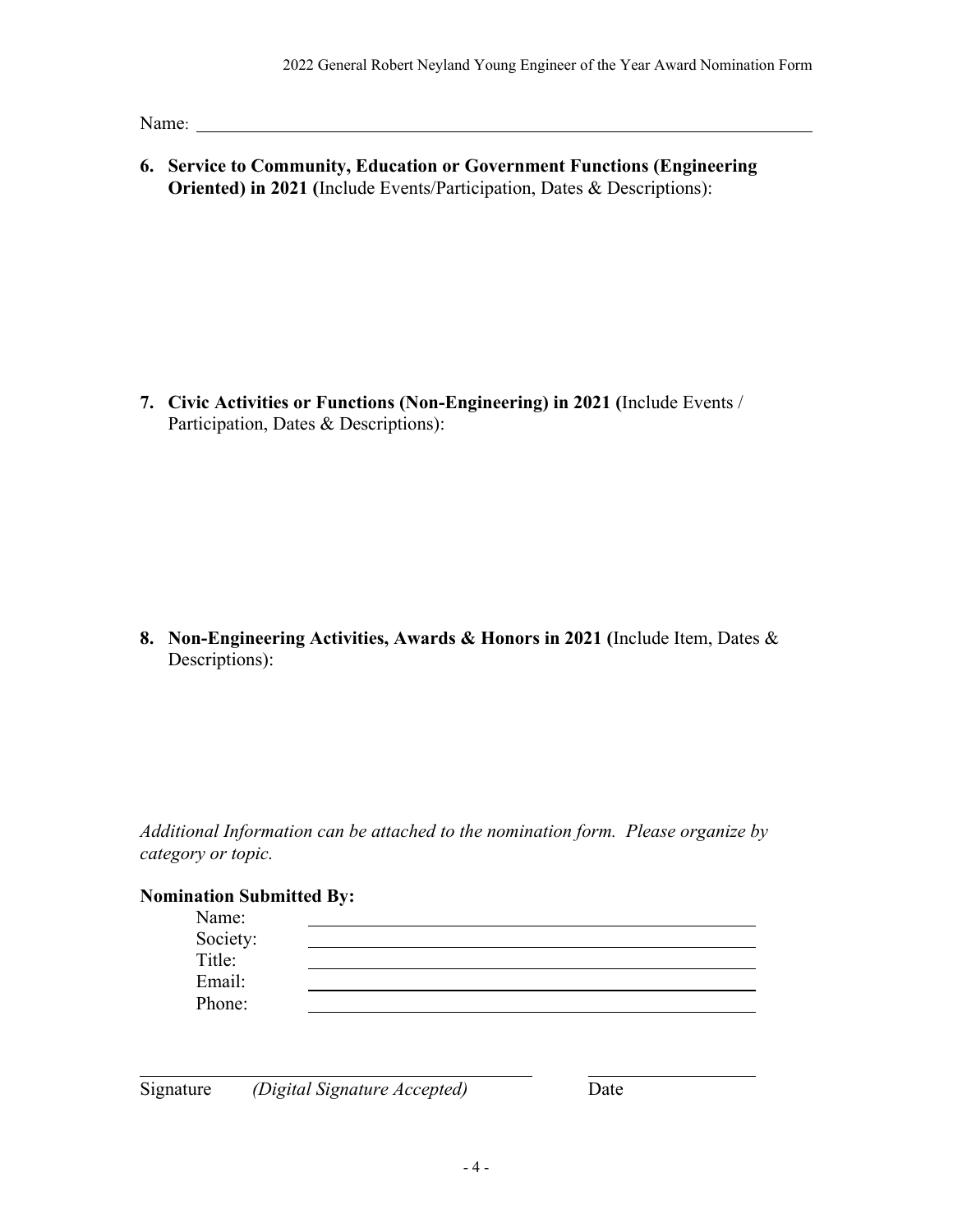Name: \_\_\_\_\_\_\_\_\_\_\_\_\_\_\_\_\_\_\_\_\_\_\_\_\_\_\_\_\_\_\_\_\_\_\_\_\_\_\_\_\_\_\_\_\_\_\_\_\_\_\_\_\_\_\_\_

6. **Service to Community, Education or Government Functions (Engineering Oriented) in 2021 (**Include Events/Participation, Dates & Descriptions):

7. **Civic Activities or Functions (Non-Engineering) in 2021 (**Include Events / Participation, Dates & Descriptions):

8. **Non-Engineering Activities, Awards & Honors in 2021 (**Include Item, Dates & Descriptions):

*Additional Information can be attached to the nomination form. Please organize by category or topic.*

**Nomination Submitted By:**

Name: \_\_\_\_\_\_\_\_\_\_\_\_\_\_\_\_\_\_\_\_\_\_\_\_\_\_\_\_\_\_\_\_\_\_\_\_\_\_\_\_\_\_\_\_\_\_\_\_

Society: \_\_\_\_\_\_\_\_\_\_\_\_\_\_\_\_\_\_\_\_\_\_\_\_\_\_\_\_\_\_\_\_\_\_\_\_\_\_\_\_\_\_\_\_\_\_\_\_

Title: \_\_\_\_\_\_\_\_\_\_\_\_\_\_\_\_\_\_\_\_\_\_\_\_\_\_\_\_\_\_\_\_\_\_\_\_\_\_\_\_\_\_\_\_\_\_\_\_

Email: \_\_\_\_\_\_\_\_\_\_\_\_\_\_\_\_\_\_\_\_\_\_\_\_\_\_\_\_\_\_\_\_\_\_\_\_\_\_\_\_\_\_\_\_\_\_\_\_

Phone: \_\_\_\_\_\_\_\_\_\_\_\_\_\_\_\_\_\_\_\_\_\_\_\_\_\_\_\_\_\_\_\_\_\_\_\_\_\_\_\_\_\_\_\_\_\_\_\_

\_\_\_\_\_\_\_\_\_\_\_\_\_\_\_\_\_\_\_\_\_\_\_\_\_\_\_\_\_\_\_\_\_\_\_\_\_\_\_\_\_\_ \_\_\_\_\_\_\_\_\_\_\_\_\_\_\_\_\_\_

Signature *(Digital Signature Accepted)* Date